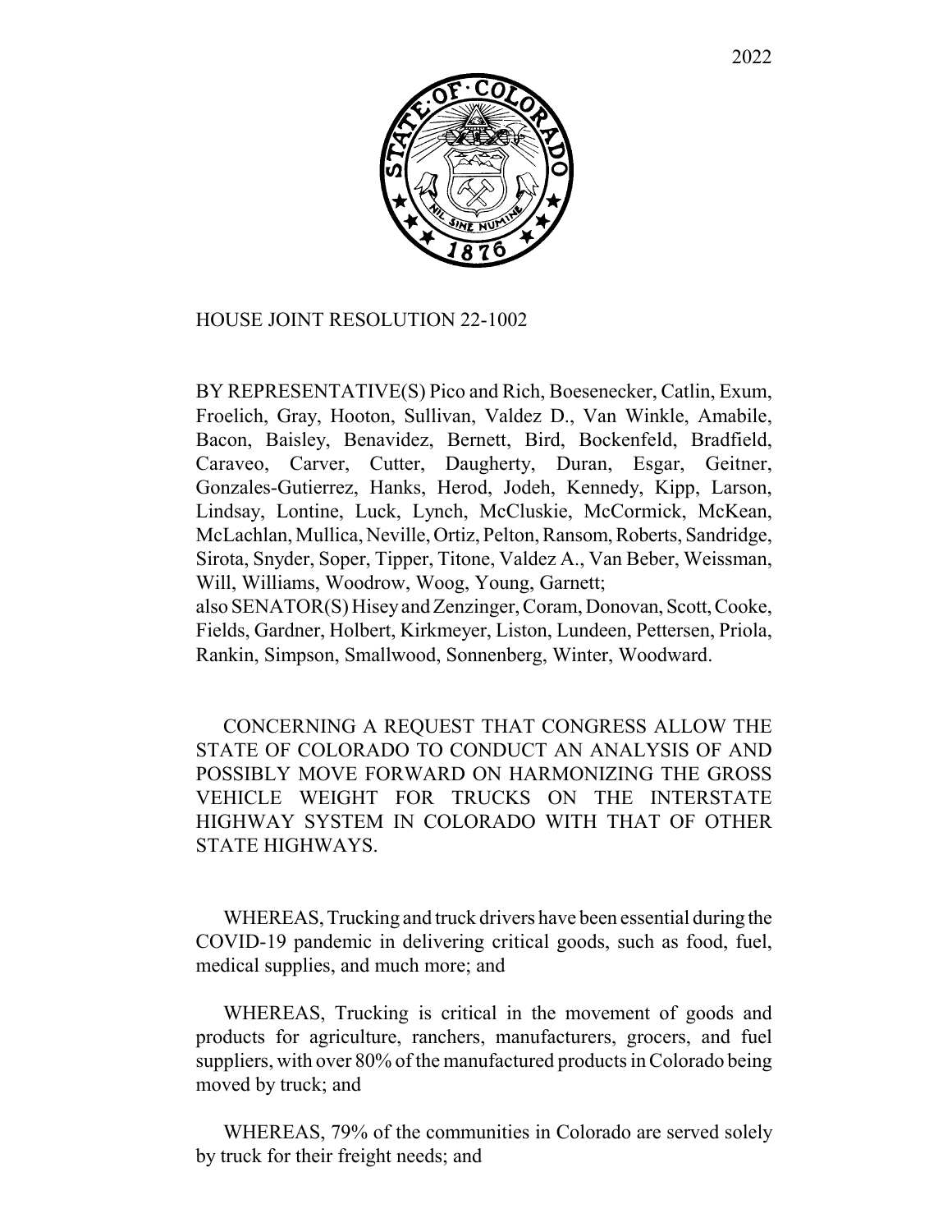2022

# HOUSE JOINT RESOLUTION 22-1002

BY REPRESENTATIVE(S) Pico and Rich, Boesenecker, Catlin, Exum, Froelich, Gray, Hooton, Sullivan, Valdez D., Van Winkle, Amabile, Bacon, Baisley, Benavidez, Bernett, Bird, Bockenfeld, Bradfield, Caraveo, Carver, Cutter, Daugherty, Duran, Esgar, Geitner, Gonzales-Gutierrez, Hanks, Herod, Jodeh, Kennedy, Kipp, Larson, Lindsay, Lontine, Luck, Lynch, McCluskie, McCormick, McKean, McLachlan, Mullica, Neville, Ortiz, Pelton, Ransom, Roberts, Sandridge, Sirota, Snyder, Soper, Tipper, Titone, Valdez A., Van Beber, Weissman, Will, Williams, Woodrow, Woog, Young, Garnett;
also SENATOR(S) Hisey and Zenzinger, Coram, Donovan, Scott, Cooke, Fields, Gardner, Holbert, Kirkmeyer, Liston, Lundeen, Pettersen, Priola, Rankin, Simpson, Smallwood, Sonnenberg, Winter, Woodward.

CONCERNING A REQUEST THAT CONGRESS ALLOW THE STATE OF COLORADO TO CONDUCT AN ANALYSIS OF AND POSSIBLY MOVE FORWARD ON HARMONIZING THE GROSS VEHICLE WEIGHT FOR TRUCKS ON THE INTERSTATE HIGHWAY SYSTEM IN COLORADO WITH THAT OF OTHER STATE HIGHWAYS.

WHEREAS, Trucking and truck drivers have been essential during the COVID-19 pandemic in delivering critical goods, such as food, fuel, medical supplies, and much more; and

WHEREAS, Trucking is critical in the movement of goods and products for agriculture, ranchers, manufacturers, grocers, and fuel suppliers, with over 80% of the manufactured products in Colorado being moved by truck; and

WHEREAS, 79% of the communities in Colorado are served solely by truck for their freight needs; and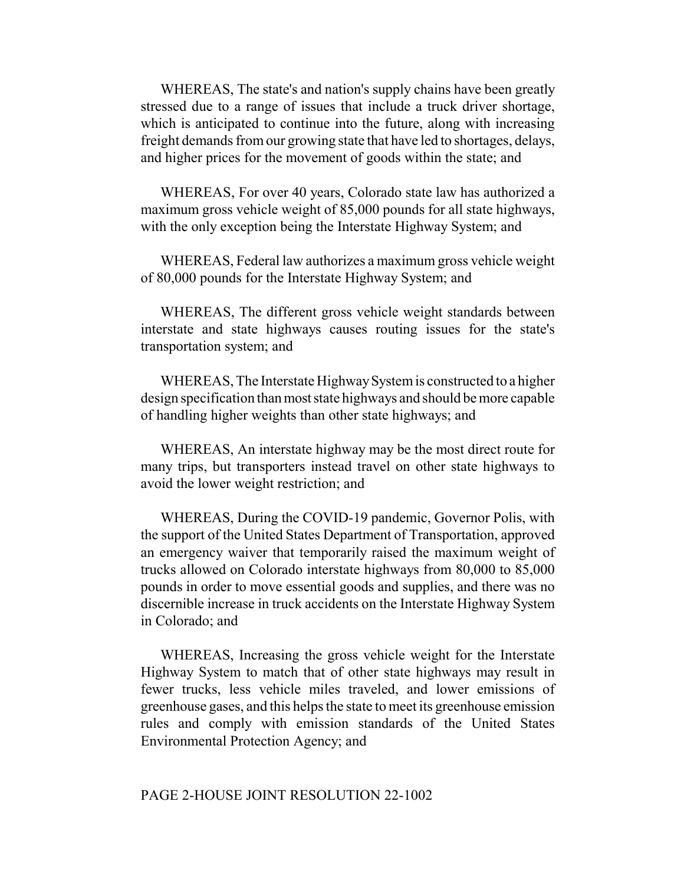WHEREAS, The state's and nation's supply chains have been greatly stressed due to a range of issues that include a truck driver shortage, which is anticipated to continue into the future, along with increasing freight demands from our growing state that have led to shortages, delays, and higher prices for the movement of goods within the state; and

WHEREAS, For over 40 years, Colorado state law has authorized a maximum gross vehicle weight of 85,000 pounds for all state highways, with the only exception being the Interstate Highway System; and

WHEREAS, Federal law authorizes a maximum gross vehicle weight of 80,000 pounds for the Interstate Highway System; and

WHEREAS, The different gross vehicle weight standards between interstate and state highways causes routing issues for the state's transportation system; and

WHEREAS, The Interstate Highway System is constructed to a higher design specification than most state highways and should be more capable of handling higher weights than other state highways; and

WHEREAS, An interstate highway may be the most direct route for many trips, but transporters instead travel on other state highways to avoid the lower weight restriction; and

WHEREAS, During the COVID-19 pandemic, Governor Polis, with the support of the United States Department of Transportation, approved an emergency waiver that temporarily raised the maximum weight of trucks allowed on Colorado interstate highways from 80,000 to 85,000 pounds in order to move essential goods and supplies, and there was no discernible increase in truck accidents on the Interstate Highway System in Colorado; and

WHEREAS, Increasing the gross vehicle weight for the Interstate Highway System to match that of other state highways may result in fewer trucks, less vehicle miles traveled, and lower emissions of greenhouse gases, and this helps the state to meet its greenhouse emission rules and comply with emission standards of the United States Environmental Protection Agency; and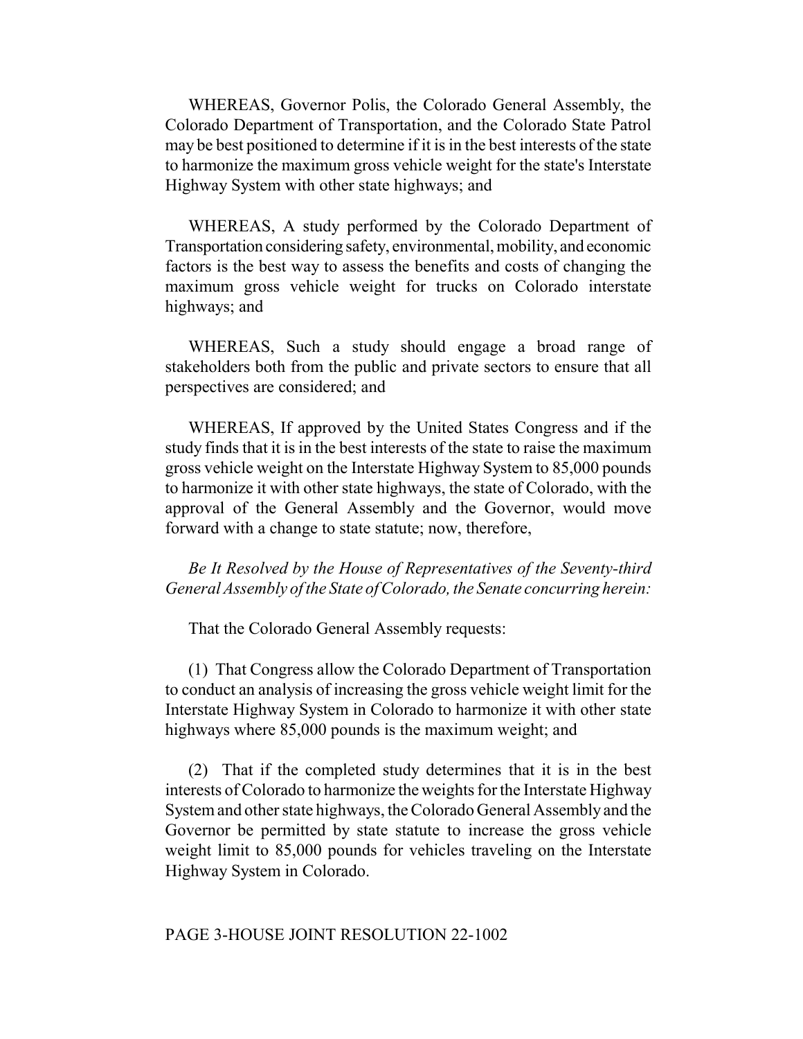WHEREAS, Governor Polis, the Colorado General Assembly, the Colorado Department of Transportation, and the Colorado State Patrol may be best positioned to determine if it is in the best interests of the state to harmonize the maximum gross vehicle weight for the state's Interstate Highway System with other state highways; and

WHEREAS, A study performed by the Colorado Department of Transportation considering safety, environmental, mobility, and economic factors is the best way to assess the benefits and costs of changing the maximum gross vehicle weight for trucks on Colorado interstate highways; and

WHEREAS, Such a study should engage a broad range of stakeholders both from the public and private sectors to ensure that all perspectives are considered; and

WHEREAS, If approved by the United States Congress and if the study finds that it is in the best interests of the state to raise the maximum gross vehicle weight on the Interstate Highway System to 85,000 pounds to harmonize it with other state highways, the state of Colorado, with the approval of the General Assembly and the Governor, would move forward with a change to state statute; now, therefore,

*Be It Resolved by the House of Representatives of the Seventy-third General Assembly of the State of Colorado, the Senate concurring herein:*

That the Colorado General Assembly requests:

(1) That Congress allow the Colorado Department of Transportation to conduct an analysis of increasing the gross vehicle weight limit for the Interstate Highway System in Colorado to harmonize it with other state highways where 85,000 pounds is the maximum weight; and

(2) That if the completed study determines that it is in the best interests of Colorado to harmonize the weights for the Interstate Highway System and other state highways, the Colorado General Assembly and the Governor be permitted by state statute to increase the gross vehicle weight limit to 85,000 pounds for vehicles traveling on the Interstate Highway System in Colorado.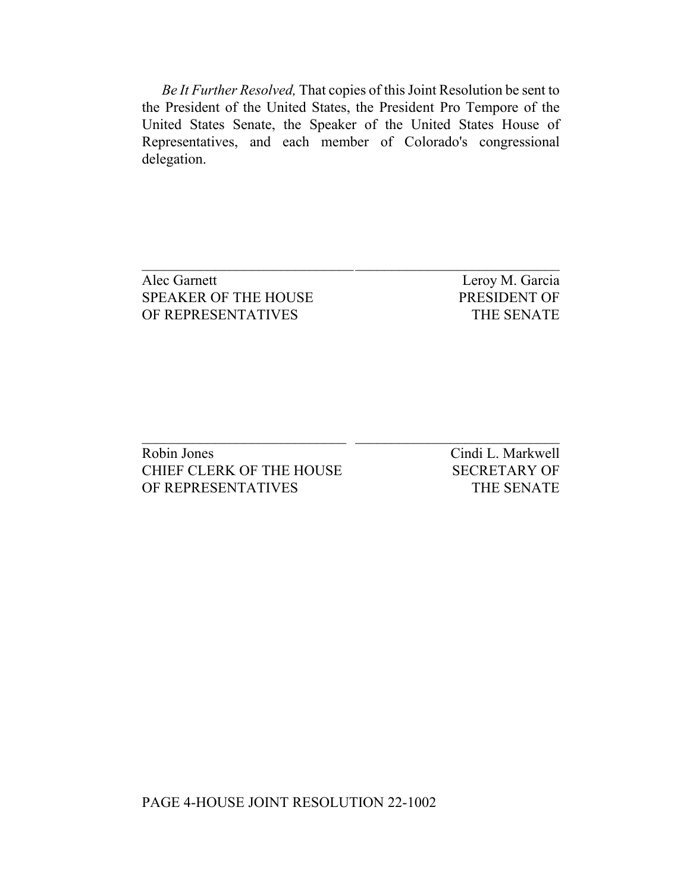*Be It Further Resolved,* That copies of this Joint Resolution be sent to the President of the United States, the President Pro Tempore of the United States Senate, the Speaker of the United States House of Representatives, and each member of Colorado's congressional delegation.

| | |
|---|---|
| \_\_\_\_\_\_\_\_\_\_\_\_\_\_\_\_\_\_\_\_\_\_\_\_\_\_\_\_ | \_\_\_\_\_\_\_\_\_\_\_\_\_\_\_\_\_\_\_\_\_\_\_\_\_\_\_\_ |
| Alec Garnett | Leroy M. Garcia |
| SPEAKER OF THE HOUSE OF REPRESENTATIVES | PRESIDENT OF THE SENATE |
| \_\_\_\_\_\_\_\_\_\_\_\_\_\_\_\_\_\_\_\_\_\_\_\_\_\_\_\_ | \_\_\_\_\_\_\_\_\_\_\_\_\_\_\_\_\_\_\_\_\_\_\_\_\_\_\_\_ |
| Robin Jones | Cindi L. Markwell |
| CHIEF CLERK OF THE HOUSE OF REPRESENTATIVES | SECRETARY OF THE SENATE |

PAGE 4-HOUSE JOINT RESOLUTION 22-1002